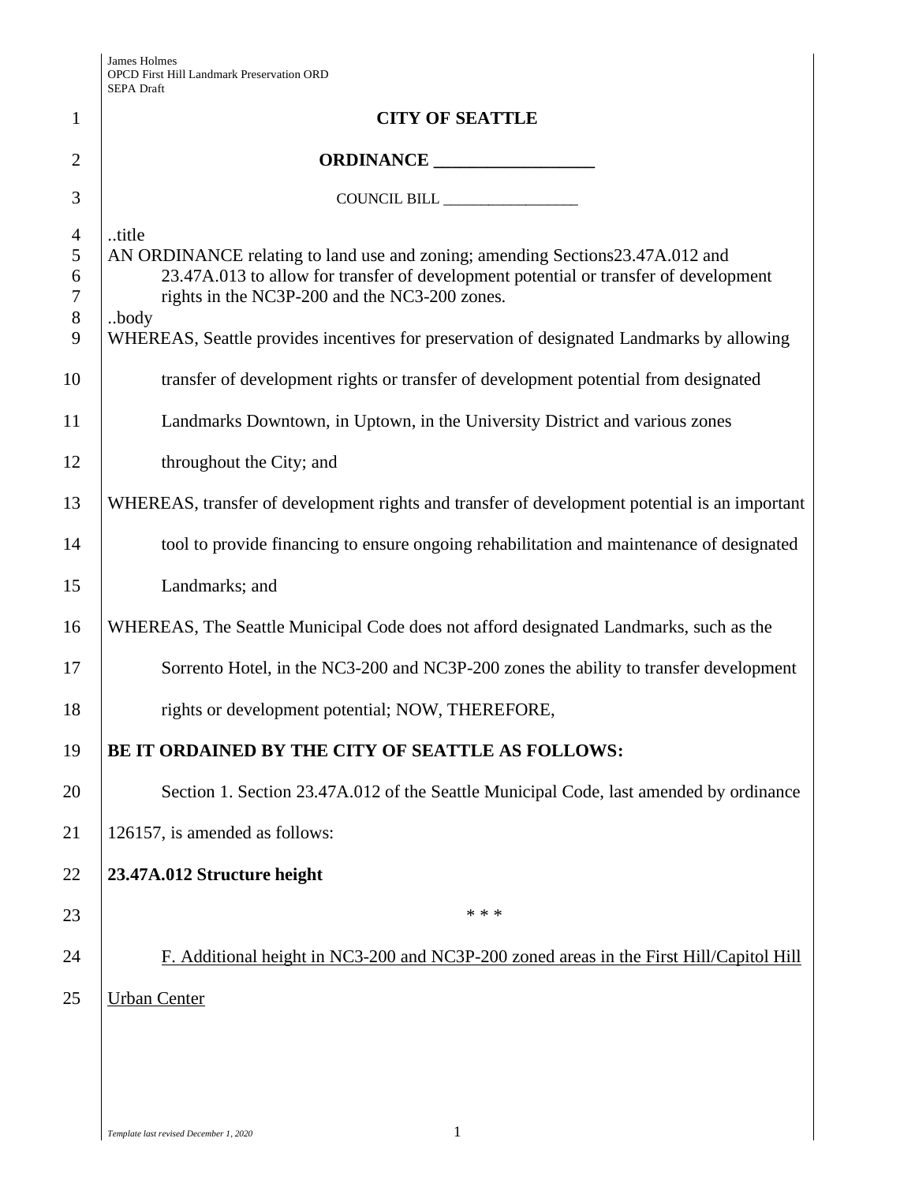# CITY OF SEATTLE

## ORDINANCE __________________

COUNCIL BILL __________________

..title

AN ORDINANCE relating to land use and zoning; amending Sections23.47A.012 and 23.47A.013 to allow for transfer of development potential or transfer of development rights in the NC3P-200 and the NC3-200 zones.

..body

WHEREAS, Seattle provides incentives for preservation of designated Landmarks by allowing transfer of development rights or transfer of development potential from designated Landmarks Downtown, in Uptown, in the University District and various zones throughout the City; and

WHEREAS, transfer of development rights and transfer of development potential is an important tool to provide financing to ensure ongoing rehabilitation and maintenance of designated Landmarks; and

WHEREAS, The Seattle Municipal Code does not afford designated Landmarks, such as the Sorrento Hotel, in the NC3-200 and NC3P-200 zones the ability to transfer development rights or development potential; NOW, THEREFORE,

**BE IT ORDAINED BY THE CITY OF SEATTLE AS FOLLOWS:**

Section 1. Section 23.47A.012 of the Seattle Municipal Code, last amended by ordinance 126157, is amended as follows:

**23.47A.012 Structure height**

\* \* \*

<u>F. Additional height in NC3-200 and NC3P-200 zoned areas in the First Hill/Capitol Hill Urban Center</u>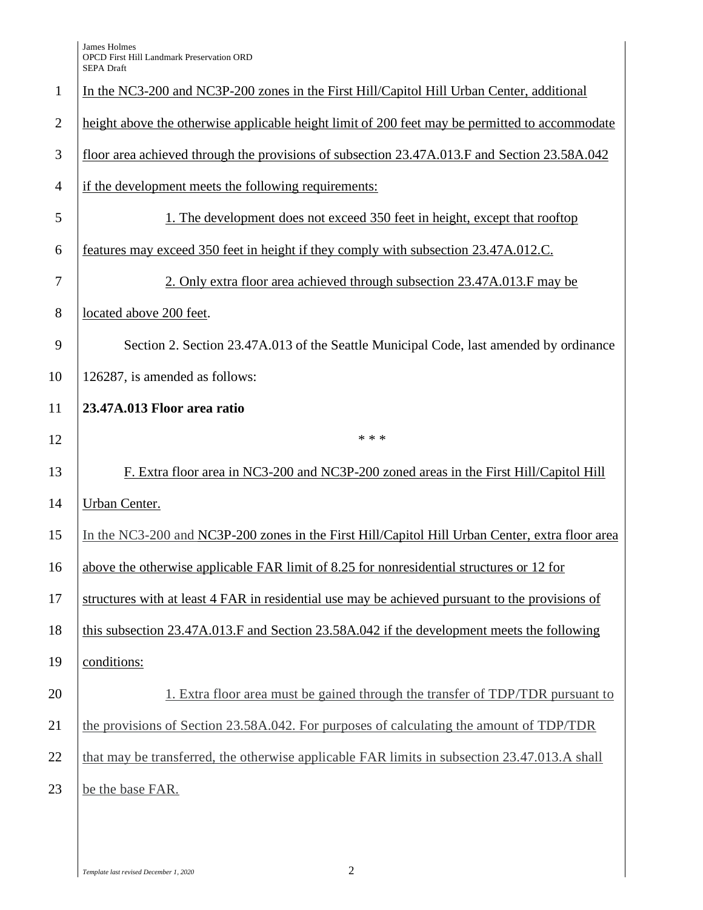In the NC3-200 and NC3P-200 zones in the First Hill/Capitol Hill Urban Center, additional height above the otherwise applicable height limit of 200 feet may be permitted to accommodate floor area achieved through the provisions of subsection 23.47A.013.F and Section 23.58A.042 if the development meets the following requirements:

1. The development does not exceed 350 feet in height, except that rooftop features may exceed 350 feet in height if they comply with subsection 23.47A.012.C.

2. Only extra floor area achieved through subsection 23.47A.013.F may be located above 200 feet.

Section 2. Section 23.47A.013 of the Seattle Municipal Code, last amended by ordinance 126287, is amended as follows:

**23.47A.013 Floor area ratio**

\* \* \*

F. Extra floor area in NC3-200 and NC3P-200 zoned areas in the First Hill/Capitol Hill Urban Center.

In the NC3-200 and NC3P-200 zones in the First Hill/Capitol Hill Urban Center, extra floor area above the otherwise applicable FAR limit of 8.25 for nonresidential structures or 12 for structures with at least 4 FAR in residential use may be achieved pursuant to the provisions of this subsection 23.47A.013.F and Section 23.58A.042 if the development meets the following conditions:

1. Extra floor area must be gained through the transfer of TDP/TDR pursuant to the provisions of Section 23.58A.042. For purposes of calculating the amount of TDP/TDR that may be transferred, the otherwise applicable FAR limits in subsection 23.47.013.A shall be the base FAR.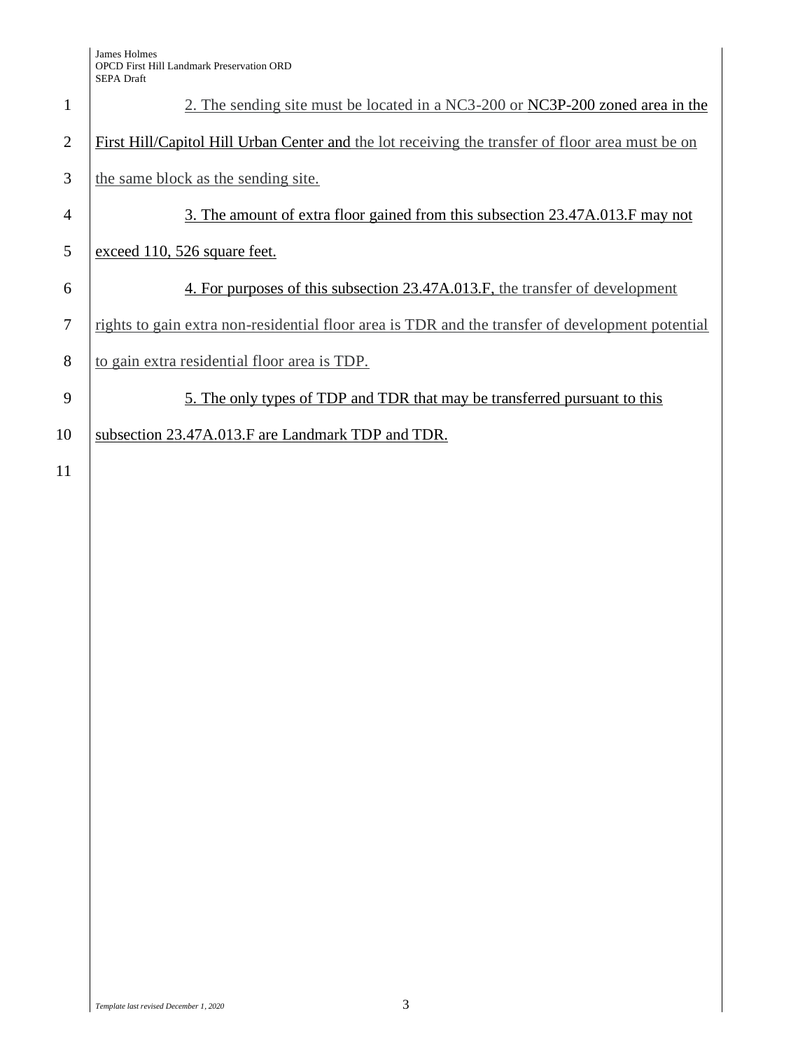2. The sending site must be located in a NC3-200 or NC3P-200 zoned area in the First Hill/Capitol Hill Urban Center and the lot receiving the transfer of floor area must be on the same block as the sending site.

3. The amount of extra floor gained from this subsection 23.47A.013.F may not exceed 110, 526 square feet.

4. For purposes of this subsection 23.47A.013.F, the transfer of development rights to gain extra non-residential floor area is TDR and the transfer of development potential to gain extra residential floor area is TDP.

5. The only types of TDP and TDR that may be transferred pursuant to this subsection 23.47A.013.F are Landmark TDP and TDR.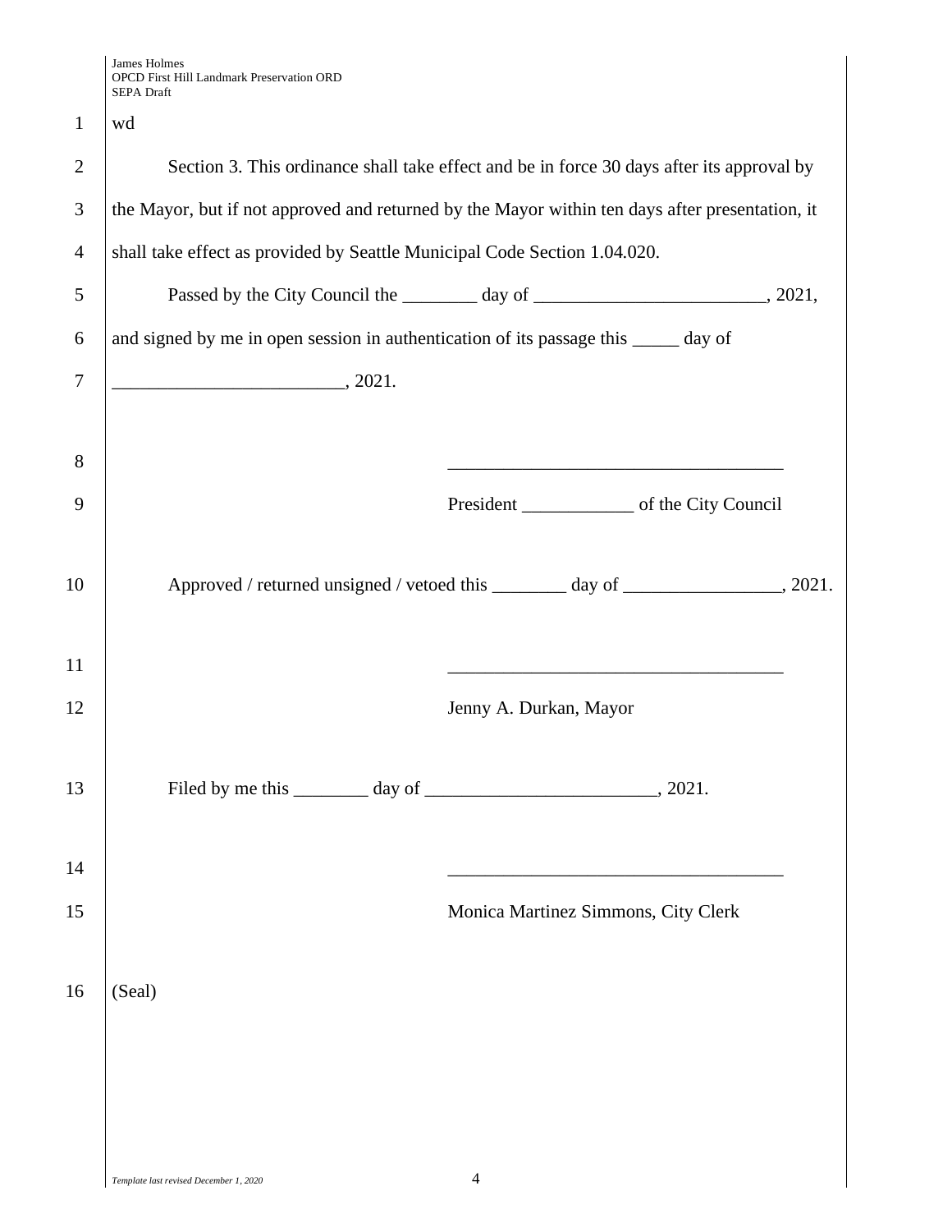wd

Section 3. This ordinance shall take effect and be in force 30 days after its approval by the Mayor, but if not approved and returned by the Mayor within ten days after presentation, it shall take effect as provided by Seattle Municipal Code Section 1.04.020.

Passed by the City Council the ________ day of _________________________, 2021, and signed by me in open session in authentication of its passage this _____ day of _________________________, 2021.

____________________________________

President ____________ of the City Council

Approved / returned unsigned / vetoed this ________ day of _________________, 2021.

____________________________________

Jenny A. Durkan, Mayor

Filed by me this ________ day of _________________________, 2021.

____________________________________

Monica Martinez Simmons, City Clerk

(Seal)